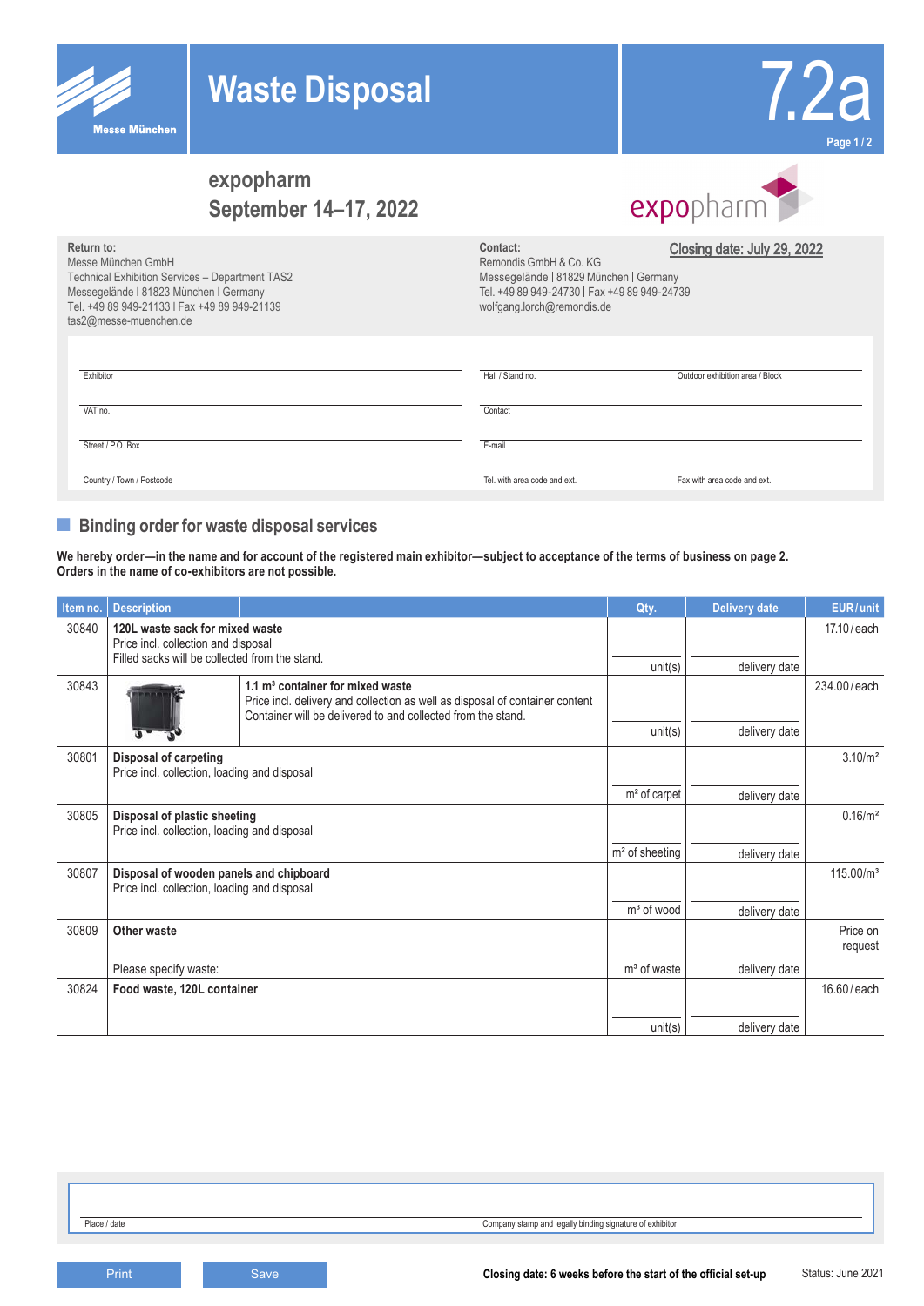# Waste Disposal

7.2a

## expopharm
## September 14–17, 2022

**Return to:**
Messe München GmbH
Technical Exhibition Services – Department TAS2
Messegelände I 81823 München I Germany
Tel. +49 89 949-21133 I Fax +49 89 949-21139
tas2@messe-muenchen.de

**Contact:**
Remondis GmbH & Co. KG
Messegelände | 81829 München | Germany
Tel. +49 89 949-24730 | Fax +49 89 949-24739
wolfgang.lorch@remondis.de

**Closing date: July 29, 2022**

| | | |
|---|---|---|
| Exhibitor | Hall / Stand no. | Outdoor exhibition area / Block |
| VAT no. | Contact | |
| Street / P.O. Box | E-mail | |
| Country / Town / Postcode | Tel. with area code and ext. | Fax with area code and ext. |

## Binding order for waste disposal services

**We hereby order—in the name and for account of the registered main exhibitor—subject to acceptance of the terms of business on page 2. Orders in the name of co-exhibitors are not possible.**

| Item no. | Description | Qty. | Delivery date | EUR / unit |
|---|---|---|---|---|
| 30840 | **120L waste sack for mixed waste**<br>Price incl. collection and disposal<br>Filled sacks will be collected from the stand. | unit(s) | delivery date | 17.10 / each |
| 30843 | **1.1 m³ container for mixed waste**<br>Price incl. delivery and collection as well as disposal of container content<br>Container will be delivered to and collected from the stand. | unit(s) | delivery date | 234.00 / each |
| 30801 | **Disposal of carpeting**<br>Price incl. collection, loading and disposal | m² of carpet | delivery date | 3.10/m² |
| 30805 | **Disposal of plastic sheeting**<br>Price incl. collection, loading and disposal | m² of sheeting | delivery date | 0.16/m² |
| 30807 | **Disposal of wooden panels and chipboard**<br>Price incl. collection, loading and disposal | m³ of wood | delivery date | 115.00/m³ |
| 30809 | **Other waste**<br>Please specify waste: | m³ of waste | delivery date | Price on request |
| 30824 | **Food waste, 120L container** | unit(s) | delivery date | 16.60 / each |

Place / date | Company stamp and legally binding signature of exhibitor

Print | Save

**Closing date: 6 weeks before the start of the official set-up**

Status: June 2021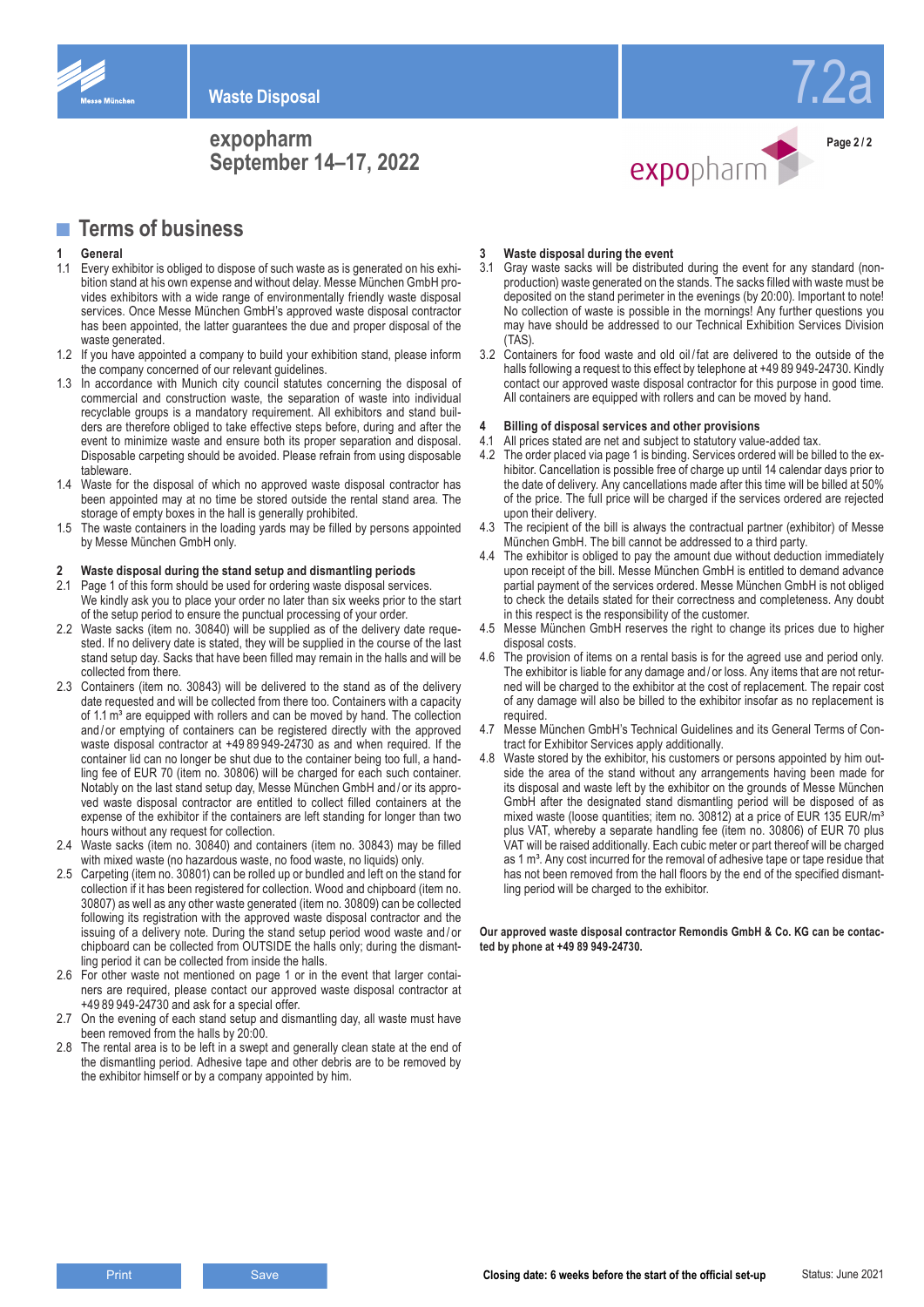# Waste Disposal

**expopharm**
**September 14–17, 2022**

## Terms of business

### 1 General

1.1 Every exhibitor is obliged to dispose of such waste as is generated on his exhibition stand at his own expense and without delay. Messe München GmbH provides exhibitors with a wide range of environmentally friendly waste disposal services. Once Messe München GmbH's approved waste disposal contractor has been appointed, the latter guarantees the due and proper disposal of the waste generated.

1.2 If you have appointed a company to build your exhibition stand, please inform the company concerned of our relevant guidelines.

1.3 In accordance with Munich city council statutes concerning the disposal of commercial and construction waste, the separation of waste into individual recyclable groups is a mandatory requirement. All exhibitors and stand builders are therefore obliged to take effective steps before, during and after the event to minimize waste and ensure both its proper separation and disposal. Disposable carpeting should be avoided. Please refrain from using disposable tableware.

1.4 Waste for the disposal of which no approved waste disposal contractor has been appointed may at no time be stored outside the rental stand area. The storage of empty boxes in the hall is generally prohibited.

1.5 The waste containers in the loading yards may be filled by persons appointed by Messe München GmbH only.

### 2 Waste disposal during the stand setup and dismantling periods

2.1 Page 1 of this form should be used for ordering waste disposal services. We kindly ask you to place your order no later than six weeks prior to the start of the setup period to ensure the punctual processing of your order.

2.2 Waste sacks (item no. 30840) will be supplied as of the delivery date requested. If no delivery date is stated, they will be supplied in the course of the last stand setup day. Sacks that have been filled may remain in the halls and will be collected from there.

2.3 Containers (item no. 30843) will be delivered to the stand as of the delivery date requested and will be collected from there too. Containers with a capacity of 1.1 m³ are equipped with rollers and can be moved by hand. The collection and/or emptying of containers can be registered directly with the approved waste disposal contractor at +49 89 949-24730 as and when required. If the container lid can no longer be shut due to the container being too full, a handling fee of EUR 70 (item no. 30806) will be charged for each such container. Notably on the last stand setup day, Messe München GmbH and/or its approved waste disposal contractor are entitled to collect filled containers at the expense of the exhibitor if the containers are left standing for longer than two hours without any request for collection.

2.4 Waste sacks (item no. 30840) and containers (item no. 30843) may be filled with mixed waste (no hazardous waste, no food waste, no liquids) only.

2.5 Carpeting (item no. 30801) can be rolled up or bundled and left on the stand for collection if it has been registered for collection. Wood and chipboard (item no. 30807) as well as any other waste generated (item no. 30809) can be collected following its registration with the approved waste disposal contractor and the issuing of a delivery note. During the stand setup period wood waste and/or chipboard can be collected from OUTSIDE the halls only; during the dismantling period it can be collected from inside the halls.

2.6 For other waste not mentioned on page 1 or in the event that larger containers are required, please contact our approved waste disposal contractor at +49 89 949-24730 and ask for a special offer.

2.7 On the evening of each stand setup and dismantling day, all waste must have been removed from the halls by 20:00.

2.8 The rental area is to be left in a swept and generally clean state at the end of the dismantling period. Adhesive tape and other debris are to be removed by the exhibitor himself or by a company appointed by him.

### 3 Waste disposal during the event

3.1 Gray waste sacks will be distributed during the event for any standard (non-production) waste generated on the stands. The sacks filled with waste must be deposited on the stand perimeter in the evenings (by 20:00). Important to note! No collection of waste is possible in the mornings! Any further questions you may have should be addressed to our Technical Exhibition Services Division (TAS).

3.2 Containers for food waste and old oil/fat are delivered to the outside of the halls following a request to this effect by telephone at +49 89 949-24730. Kindly contact our approved waste disposal contractor for this purpose in good time. All containers are equipped with rollers and can be moved by hand.

### 4 Billing of disposal services and other provisions

4.1 All prices stated are net and subject to statutory value-added tax.

4.2 The order placed via page 1 is binding. Services ordered will be billed to the exhibitor. Cancellation is possible free of charge up until 14 calendar days prior to the date of delivery. Any cancellations made after this time will be billed at 50% of the price. The full price will be charged if the services ordered are rejected upon their delivery.

4.3 The recipient of the bill is always the contractual partner (exhibitor) of Messe München GmbH. The bill cannot be addressed to a third party.

4.4 The exhibitor is obliged to pay the amount due without deduction immediately upon receipt of the bill. Messe München GmbH is entitled to demand advance partial payment of the services ordered. Messe München GmbH is not obliged to check the details stated for their correctness and completeness. Any doubt in this respect is the responsibility of the customer.

4.5 Messe München GmbH reserves the right to change its prices due to higher disposal costs.

4.6 The provision of items on a rental basis is for the agreed use and period only. The exhibitor is liable for any damage and/or loss. Any items that are not returned will be charged to the exhibitor at the cost of replacement. The repair cost of any damage will also be billed to the exhibitor insofar as no replacement is required.

4.7 Messe München GmbH's Technical Guidelines and its General Terms of Contract for Exhibitor Services apply additionally.

4.8 Waste stored by the exhibitor, his customers or persons appointed by him outside the area of the stand without any arrangements having been made for its disposal and waste left by the exhibitor on the grounds of Messe München GmbH after the designated stand dismantling period will be disposed of as mixed waste (loose quantities; item no. 30812) at a price of EUR 135 EUR/m³ plus VAT, whereby a separate handling fee (item no. 30806) of EUR 70 plus VAT will be raised additionally. Each cubic meter or part thereof will be charged as 1 m³. Any cost incurred for the removal of adhesive tape or tape residue that has not been removed from the hall floors by the end of the specified dismantling period will be charged to the exhibitor.

**Our approved waste disposal contractor Remondis GmbH & Co. KG can be contacted by phone at +49 89 949-24730.**

**Closing date: 6 weeks before the start of the official set-up**

Status: June 2021